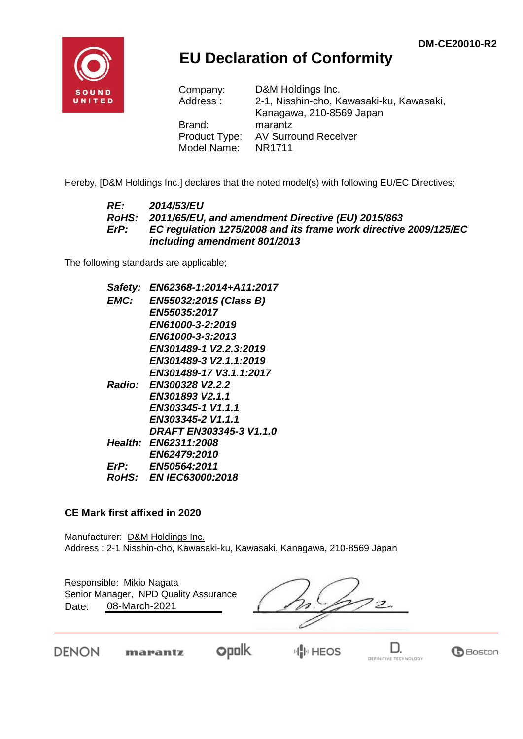DM-CE20010-R2

# EU Declaration of Conformity

| | |
|---|---|
| Company: | D&M Holdings Inc. |
| Address : | 2-1, Nisshin-cho, Kawasaki-ku, Kawasaki, Kanagawa, 210-8569 Japan |
| Brand: | marantz |
| Product Type: | AV Surround Receiver |
| Model Name: | NR1711 |

Hereby, [D&M Holdings Inc.] declares that the noted model(s) with following EU/EC Directives;

***RE:*** ***2014/53/EU***
***RoHS:*** ***2011/65/EU, and amendment Directive (EU) 2015/863***
***ErP:*** ***EC regulation 1275/2008 and its frame work directive 2009/125/EC including amendment 801/2013***

The following standards are applicable;

***Safety:*** ***EN62368-1:2014+A11:2017***
***EMC:*** ***EN55032:2015 (Class B)***
***EN55035:2017***
***EN61000-3-2:2019***
***EN61000-3-3:2013***
***EN301489-1 V2.2.3:2019***
***EN301489-3 V2.1.1:2019***
***EN301489-17 V3.1.1:2017***
***Radio:*** ***EN300328 V2.2.2***
***EN301893 V2.1.1***
***EN303345-1 V1.1.1***
***EN303345-2 V1.1.1***
***DRAFT EN303345-3 V1.1.0***
***Health:*** ***EN62311:2008***
***EN62479:2010***
***ErP:*** ***EN50564:2011***
***RoHS:*** ***EN IEC63000:2018***

**CE Mark first affixed in 2020**

Manufacturer: D&M Holdings Inc.
Address : 2-1 Nisshin-cho, Kawasaki-ku, Kawasaki, Kanagawa, 210-8569 Japan

Responsible: Mikio Nagata
Senior Manager, NPD Quality Assurance
Date: 08-March-2021

DENON marantz polk HEOS DEFINITIVE TECHNOLOGY Boston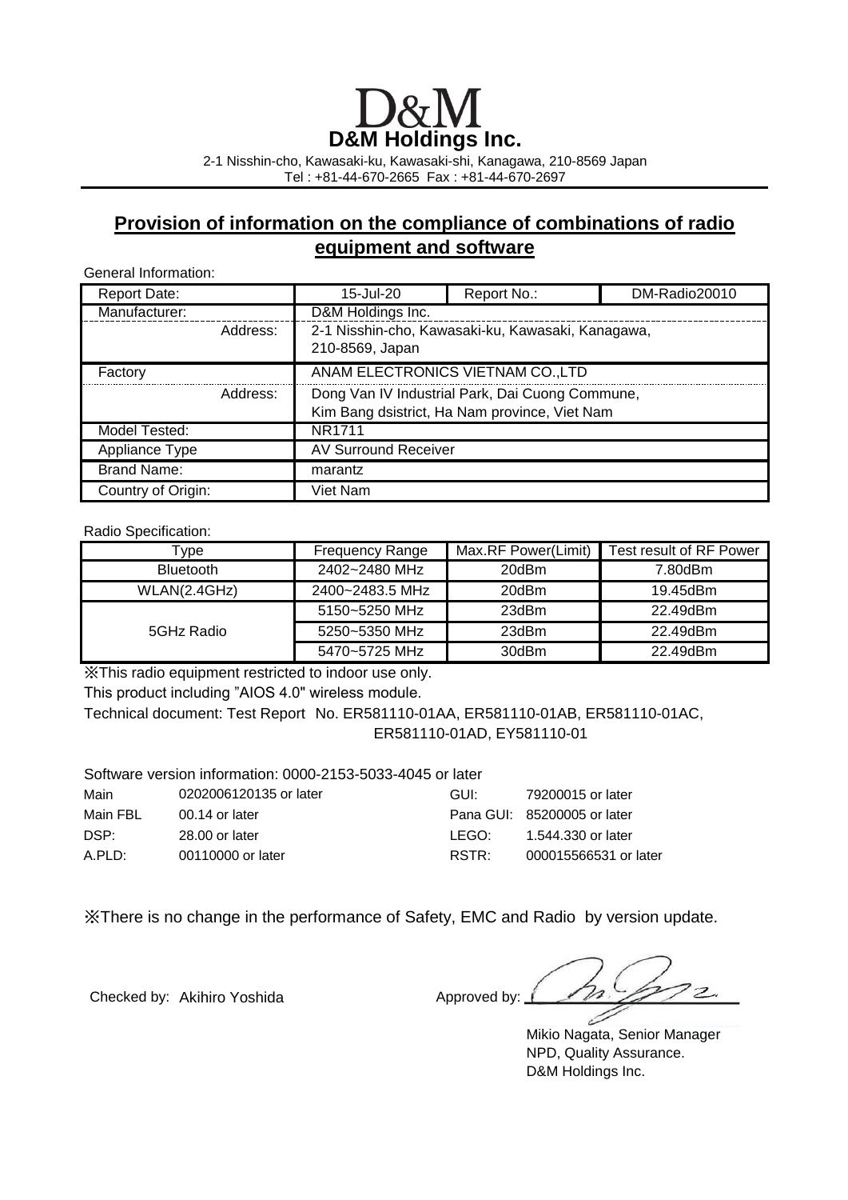# D&M

**D&M Holdings Inc.**

2-1 Nisshin-cho, Kawasaki-ku, Kawasaki-shi, Kanagawa, 210-8569 Japan
Tel : +81-44-670-2665 Fax : +81-44-670-2697

## Provision of information on the compliance of combinations of radio equipment and software

General Information:

| | | | |
|---|---|---|---|
| Report Date: | 15-Jul-20 | Report No.: | DM-Radio20010 |
| Manufacturer: | D&M Holdings Inc. | | |
| Address: | 2-1 Nisshin-cho, Kawasaki-ku, Kawasaki, Kanagawa, 210-8569, Japan | | |
| Factory | ANAM ELECTRONICS VIETNAM CO.,LTD | | |
| Address: | Dong Van IV Industrial Park, Dai Cuong Commune, Kim Bang dsistrict, Ha Nam province, Viet Nam | | |
| Model Tested: | NR1711 | | |
| Appliance Type | AV Surround Receiver | | |
| Brand Name: | marantz | | |
| Country of Origin: | Viet Nam | | |

Radio Specification:

| Type | Frequency Range | Max.RF Power(Limit) | Test result of RF Power |
|---|---|---|---|
| Bluetooth | 2402~2480 MHz | 20dBm | 7.80dBm |
| WLAN(2.4GHz) | 2400~2483.5 MHz | 20dBm | 19.45dBm |
| 5GHz Radio | 5150~5250 MHz | 23dBm | 22.49dBm |
| | 5250~5350 MHz | 23dBm | 22.49dBm |
| | 5470~5725 MHz | 30dBm | 22.49dBm |

※This radio equipment restricted to indoor use only.

This product including "AIOS 4.0" wireless module.

Technical document: Test Report No. ER581110-01AA, ER581110-01AB, ER581110-01AC, ER581110-01AD, EY581110-01

Software version information: 0000-2153-5033-4045 or later

| | | | |
|---|---|---|---|
| Main | 0202006120135 or later | GUI: | 79200015 or later |
| Main FBL | 00.14 or later | Pana GUI: | 85200005 or later |
| DSP: | 28.00 or later | LEGO: | 1.544.330 or later |
| A.PLD: | 00110000 or later | RSTR: | 000015566531 or later |

※There is no change in the performance of Safety, EMC and Radio by version update.

Checked by: Akihiro Yoshida

Approved by:

Mikio Nagata, Senior Manager
NPD, Quality Assurance.
D&M Holdings Inc.